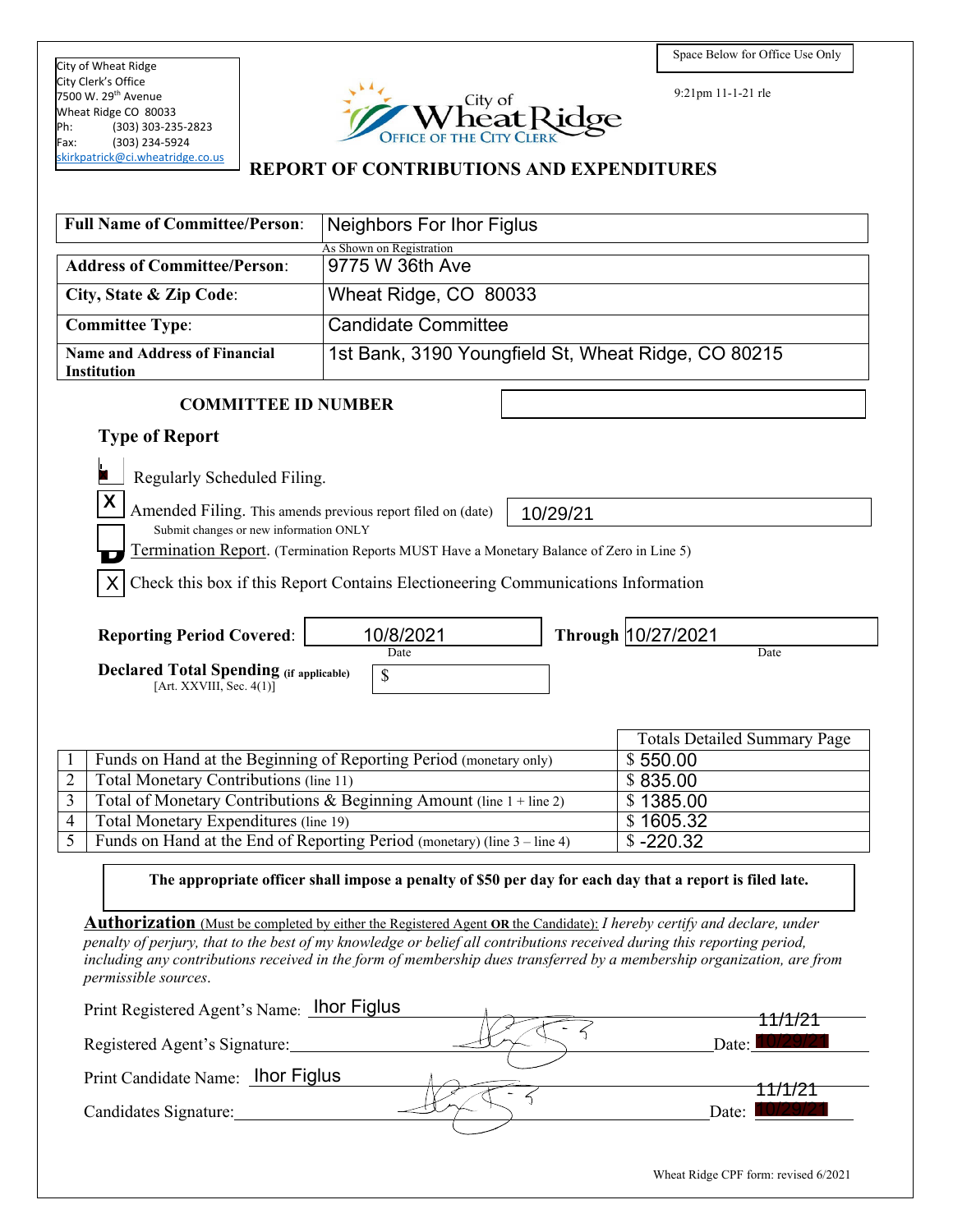City of Wheat Ridge
City Clerk's Office
7500 W. 29th Avenue
Wheat Ridge CO 80033
Ph: (303) 303-235-2823
Fax: (303) 234-5924
skirkpatrick@ci.wheatridge.co.us

City of Wheat Ridge
OFFICE OF THE CITY CLERK

Space Below for Office Use Only

9:21pm 11-1-21 rle

# REPORT OF CONTRIBUTIONS AND EXPENDITURES

| | |
|---|---|
| **Full Name of Committee/Person:** | Neighbors For Ihor Figlus |
| | As Shown on Registration |
| **Address of Committee/Person:** | 9775 W 36th Ave |
| **City, State & Zip Code:** | Wheat Ridge, CO 80033 |
| **Committee Type:** | Candidate Committee |
| **Name and Address of Financial Institution** | 1st Bank, 3190 Youngfield St, Wheat Ridge, CO 80215 |

**COMMITTEE ID NUMBER**

**Type of Report**

- [ ] Regularly Scheduled Filing.
- [X] Amended Filing. This amends previous report filed on (date) 10/29/21
  Submit changes or new information ONLY
- [ ] Termination Report. (Termination Reports MUST Have a Monetary Balance of Zero in Line 5)
- [X] Check this box if this Report Contains Electioneering Communications Information

**Reporting Period Covered:** 10/8/2021 (Date) **Through** 10/27/2021 (Date)

**Declared Total Spending (if applicable)** [Art. XXVIII, Sec. 4(1)] $

| | | Totals Detailed Summary Page |
|---|---|---|
| 1 | Funds on Hand at the Beginning of Reporting Period (monetary only) | $ 550.00 |
| 2 | Total Monetary Contributions (line 11) | $ 835.00 |
| 3 | Total of Monetary Contributions & Beginning Amount (line 1 + line 2) | $ 1385.00 |
| 4 | Total Monetary Expenditures (line 19) | $ 1605.32 |
| 5 | Funds on Hand at the End of Reporting Period (monetary) (line 3 – line 4) | $ -220.32 |

**The appropriate officer shall impose a penalty of $50 per day for each day that a report is filed late.**

**Authorization** (Must be completed by either the Registered Agent **OR** the Candidate): *I hereby certify and declare, under penalty of perjury, that to the best of my knowledge or belief all contributions received during this reporting period, including any contributions received in the form of membership dues transferred by a membership organization, are from permissible sources.*

Print Registered Agent's Name: Ihor Figlus

Registered Agent's Signature: [signature] Date: ~~10/29/21~~ 11/1/21

Print Candidate Name: Ihor Figlus

Candidates Signature: [signature] Date: ~~10/29/21~~ 11/1/21

Wheat Ridge CPF form: revised 6/2021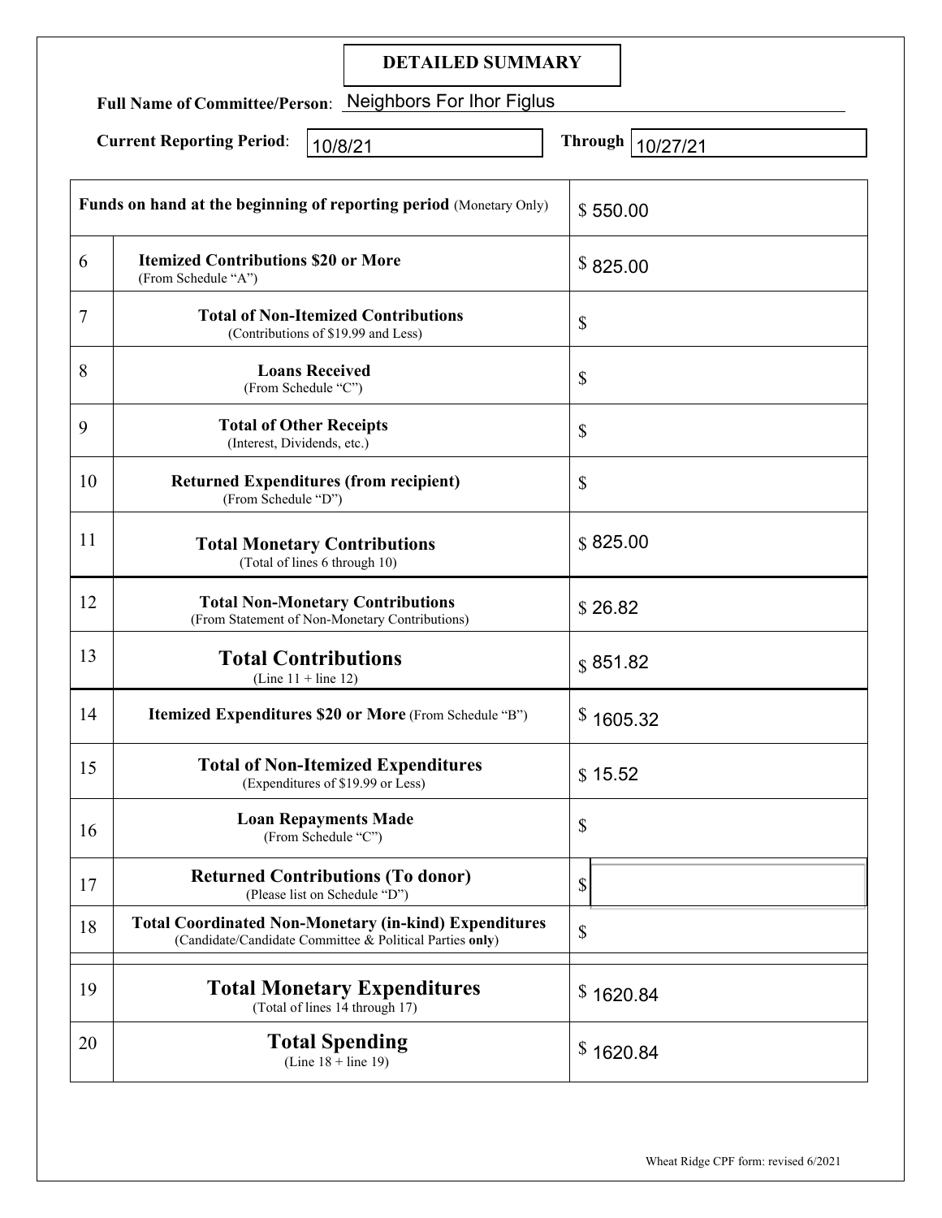# DETAILED SUMMARY

**Full Name of Committee/Person**: Neighbors For Ihor Figlus

**Current Reporting Period**: 10/8/21 **Through** 10/27/21

| | | |
|---|---|---|
| **Funds on hand at the beginning of reporting period** (Monetary Only) | | $ 550.00 |
| 6 | **Itemized Contributions $20 or More** (From Schedule "A") | $ 825.00 |
| 7 | **Total of Non-Itemized Contributions** (Contributions of $19.99 and Less) | $ |
| 8 | **Loans Received** (From Schedule "C") | $ |
| 9 | **Total of Other Receipts** (Interest, Dividends, etc.) | $ |
| 10 | **Returned Expenditures (from recipient)** (From Schedule "D") | $ |
| 11 | **Total Monetary Contributions** (Total of lines 6 through 10) | $ 825.00 |
| 12 | **Total Non-Monetary Contributions** (From Statement of Non-Monetary Contributions) | $ 26.82 |
| 13 | **Total Contributions** (Line 11 + line 12) | $ 851.82 |
| 14 | **Itemized Expenditures $20 or More** (From Schedule "B") | $ 1605.32 |
| 15 | **Total of Non-Itemized Expenditures** (Expenditures of $19.99 or Less) | $ 15.52 |
| 16 | **Loan Repayments Made** (From Schedule "C") | $ |
| 17 | **Returned Contributions (To donor)** (Please list on Schedule "D") | $ |
| 18 | **Total Coordinated Non-Monetary (in-kind) Expenditures** (Candidate/Candidate Committee & Political Parties **only**) | $ |
| 19 | **Total Monetary Expenditures** (Total of lines 14 through 17) | $ 1620.84 |
| 20 | **Total Spending** (Line 18 + line 19) | $ 1620.84 |

Wheat Ridge CPF form: revised 6/2021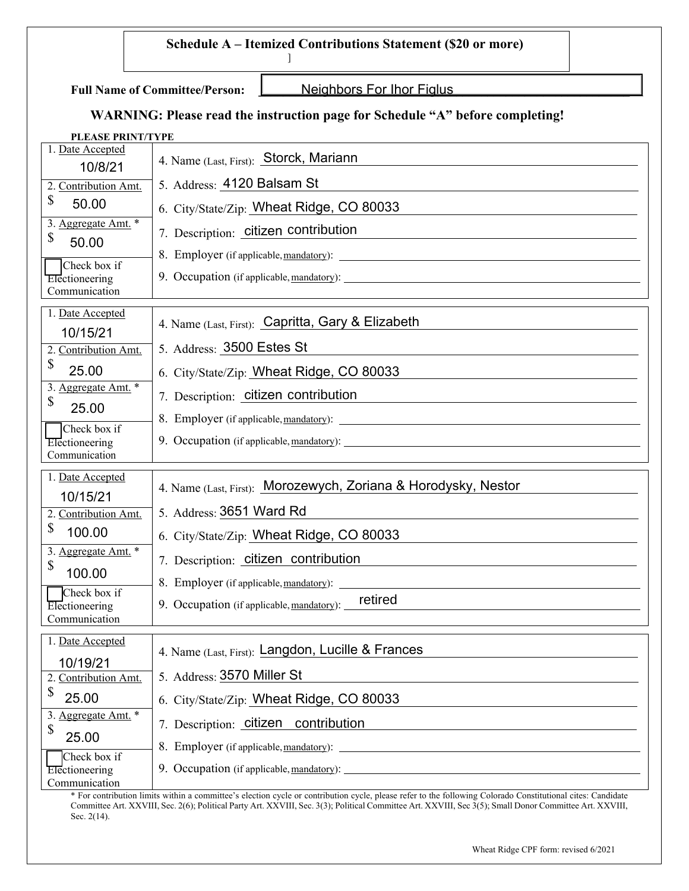**Schedule A – Itemized Contributions Statement ($20 or more)**

]

**Full Name of Committee/Person:** Neighbors For Ihor Figlus

**WARNING: Please read the instruction page for Schedule "A" before completing!**

**PLEASE PRINT/TYPE**

| | |
|---|---|
| 1. Date Accepted: 10/8/21 | 4. Name (Last, First): Storck, Mariann |
| 2. Contribution Amt.: $ 50.00 | 5. Address: 4120 Balsam St |
| 3. Aggregate Amt. *: $ 50.00 | 6. City/State/Zip: Wheat Ridge, CO 80033 |
| ☐ Check box if Electioneering Communication | 7. Description: citizen contribution |
| | 8. Employer (if applicable, mandatory): |
| | 9. Occupation (if applicable, mandatory): |

| | |
|---|---|
| 1. Date Accepted: 10/15/21 | 4. Name (Last, First): Capritta, Gary & Elizabeth |
| 2. Contribution Amt.: $ 25.00 | 5. Address: 3500 Estes St |
| 3. Aggregate Amt. *: $ 25.00 | 6. City/State/Zip: Wheat Ridge, CO 80033 |
| ☐ Check box if Electioneering Communication | 7. Description: citizen contribution |
| | 8. Employer (if applicable, mandatory): |
| | 9. Occupation (if applicable, mandatory): |

| | |
|---|---|
| 1. Date Accepted: 10/15/21 | 4. Name (Last, First): Morozewych, Zoriana & Horodysky, Nestor |
| 2. Contribution Amt.: $ 100.00 | 5. Address: 3651 Ward Rd |
| 3. Aggregate Amt. *: $ 100.00 | 6. City/State/Zip: Wheat Ridge, CO 80033 |
| ☐ Check box if Electioneering Communication | 7. Description: citizen contribution |
| | 8. Employer (if applicable, mandatory): |
| | 9. Occupation (if applicable, mandatory): retired |

| | |
|---|---|
| 1. Date Accepted: 10/19/21 | 4. Name (Last, First): Langdon, Lucille & Frances |
| 2. Contribution Amt.: $ 25.00 | 5. Address: 3570 Miller St |
| 3. Aggregate Amt. *: $ 25.00 | 6. City/State/Zip: Wheat Ridge, CO 80033 |
| ☐ Check box if Electioneering Communication | 7. Description: citizen contribution |
| | 8. Employer (if applicable, mandatory): |
| | 9. Occupation (if applicable, mandatory): |

* For contribution limits within a committee's election cycle or contribution cycle, please refer to the following Colorado Constitutional cites: Candidate Committee Art. XXVIII, Sec. 2(6); Political Party Art. XXVIII, Sec. 3(3); Political Committee Art. XXVIII, Sec 3(5); Small Donor Committee Art. XXVIII, Sec. 2(14).

Wheat Ridge CPF form: revised 6/2021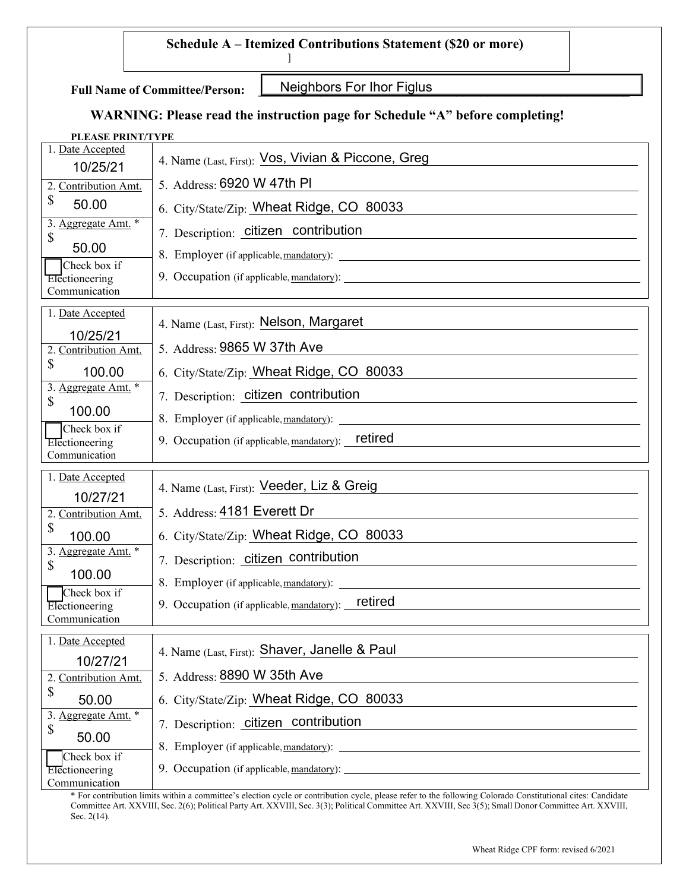**Schedule A – Itemized Contributions Statement ($20 or more)**

]

**Full Name of Committee/Person:** Neighbors For Ihor Figlus

**WARNING: Please read the instruction page for Schedule "A" before completing!**

**PLEASE PRINT/TYPE**

| | |
|---|---|
| 1. Date Accepted: 10/25/21 | 4. Name (Last, First): Vos, Vivian & Piccone, Greg |
| 2. Contribution Amt.: $ 50.00 | 5. Address: 6920 W 47th Pl |
| | 6. City/State/Zip: Wheat Ridge, CO 80033 |
| 3. Aggregate Amt. *: $ 50.00 | 7. Description: citizen contribution |
| | 8. Employer (if applicable, mandatory): |
| ☐ Check box if Electioneering Communication | 9. Occupation (if applicable, mandatory): |

| | |
|---|---|
| 1. Date Accepted: 10/25/21 | 4. Name (Last, First): Nelson, Margaret |
| 2. Contribution Amt.: $ 100.00 | 5. Address: 9865 W 37th Ave |
| | 6. City/State/Zip: Wheat Ridge, CO 80033 |
| 3. Aggregate Amt. *: $ 100.00 | 7. Description: citizen contribution |
| | 8. Employer (if applicable, mandatory): |
| ☐ Check box if Electioneering Communication | 9. Occupation (if applicable, mandatory): retired |

| | |
|---|---|
| 1. Date Accepted: 10/27/21 | 4. Name (Last, First): Veeder, Liz & Greig |
| 2. Contribution Amt.: $ 100.00 | 5. Address: 4181 Everett Dr |
| | 6. City/State/Zip: Wheat Ridge, CO 80033 |
| 3. Aggregate Amt. *: $ 100.00 | 7. Description: citizen contribution |
| | 8. Employer (if applicable, mandatory): |
| ☐ Check box if Electioneering Communication | 9. Occupation (if applicable, mandatory): retired |

| | |
|---|---|
| 1. Date Accepted: 10/27/21 | 4. Name (Last, First): Shaver, Janelle & Paul |
| 2. Contribution Amt.: $ 50.00 | 5. Address: 8890 W 35th Ave |
| | 6. City/State/Zip: Wheat Ridge, CO 80033 |
| 3. Aggregate Amt. *: $ 50.00 | 7. Description: citizen contribution |
| | 8. Employer (if applicable, mandatory): |
| ☐ Check box if Electioneering Communication | 9. Occupation (if applicable, mandatory): |

* For contribution limits within a committee's election cycle or contribution cycle, please refer to the following Colorado Constitutional cites: Candidate Committee Art. XXVIII, Sec. 2(6); Political Party Art. XXVIII, Sec. 3(3); Political Committee Art. XXVIII, Sec 3(5); Small Donor Committee Art. XXVIII, Sec. 2(14).

Wheat Ridge CPF form: revised 6/2021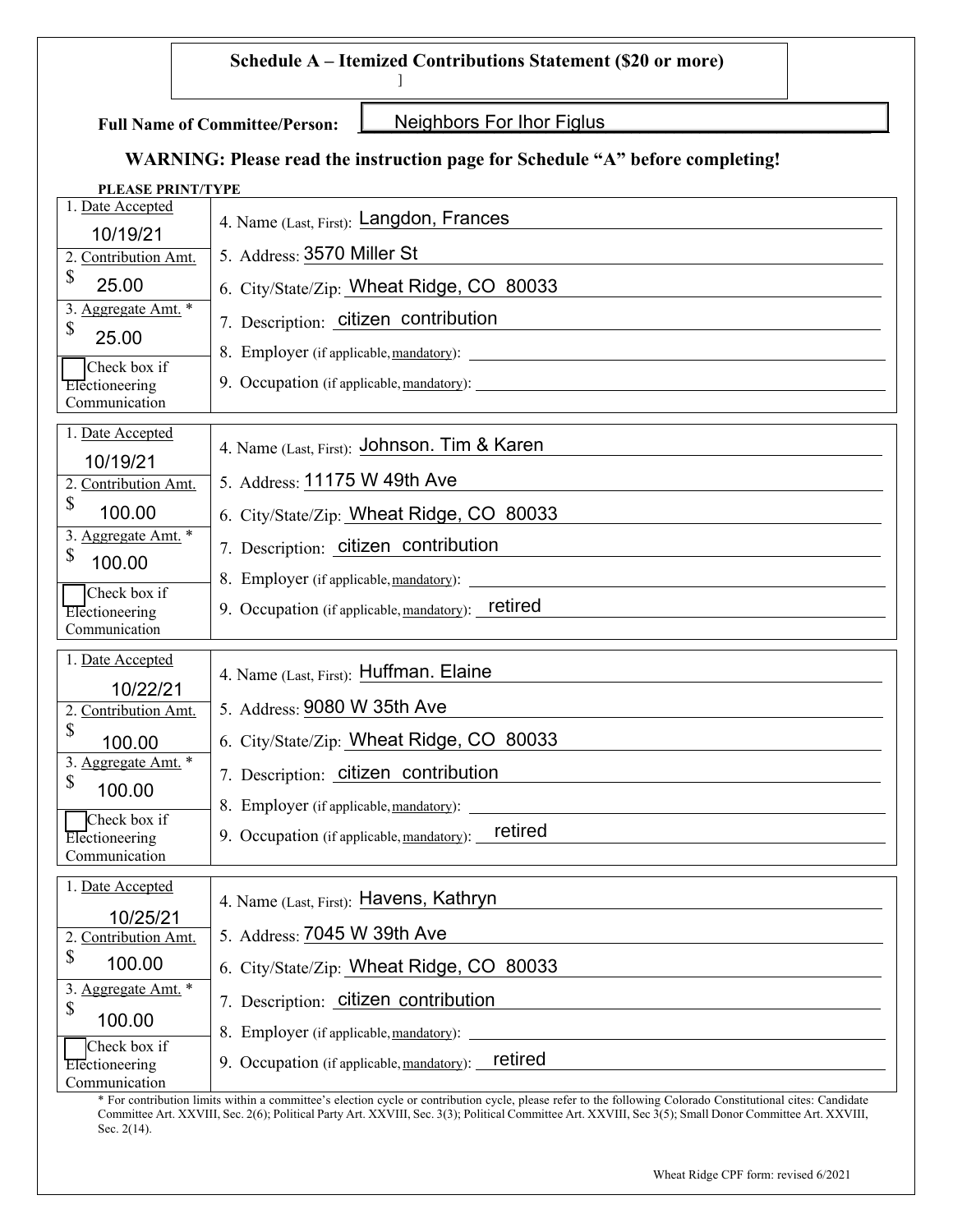## Schedule A – Itemized Contributions Statement ($20 or more)

]

**Full Name of Committee/Person:** Neighbors For Ihor Figlus

### WARNING: Please read the instruction page for Schedule "A" before completing!

**PLEASE PRINT/TYPE**

| | |
|---|---|
| 1. Date Accepted: 10/19/21 | 4. Name (Last, First): Langdon, Frances |
| 2. Contribution Amt.: $ 25.00 | 5. Address: 3570 Miller St |
| 3. Aggregate Amt. *: $ 25.00 | 6. City/State/Zip: Wheat Ridge, CO 80033 |
| ☐ Check box if Electioneering Communication | 7. Description: citizen contribution |
| | 8. Employer (if applicable, mandatory): |
| | 9. Occupation (if applicable, mandatory): |

| | |
|---|---|
| 1. Date Accepted: 10/19/21 | 4. Name (Last, First): Johnson. Tim & Karen |
| 2. Contribution Amt.: $ 100.00 | 5. Address: 11175 W 49th Ave |
| 3. Aggregate Amt. *: $ 100.00 | 6. City/State/Zip: Wheat Ridge, CO 80033 |
| ☐ Check box if Electioneering Communication | 7. Description: citizen contribution |
| | 8. Employer (if applicable, mandatory): |
| | 9. Occupation (if applicable, mandatory): retired |

| | |
|---|---|
| 1. Date Accepted: 10/22/21 | 4. Name (Last, First): Huffman. Elaine |
| 2. Contribution Amt.: $ 100.00 | 5. Address: 9080 W 35th Ave |
| 3. Aggregate Amt. *: $ 100.00 | 6. City/State/Zip: Wheat Ridge, CO 80033 |
| ☐ Check box if Electioneering Communication | 7. Description: citizen contribution |
| | 8. Employer (if applicable, mandatory): |
| | 9. Occupation (if applicable, mandatory): retired |

| | |
|---|---|
| 1. Date Accepted: 10/25/21 | 4. Name (Last, First): Havens, Kathryn |
| 2. Contribution Amt.: $ 100.00 | 5. Address: 7045 W 39th Ave |
| 3. Aggregate Amt. *: $ 100.00 | 6. City/State/Zip: Wheat Ridge, CO 80033 |
| ☐ Check box if Electioneering Communication | 7. Description: citizen contribution |
| | 8. Employer (if applicable, mandatory): |
| | 9. Occupation (if applicable, mandatory): retired |

* For contribution limits within a committee's election cycle or contribution cycle, please refer to the following Colorado Constitutional cites: Candidate Committee Art. XXVIII, Sec. 2(6); Political Party Art. XXVIII, Sec. 3(3); Political Committee Art. XXVIII, Sec 3(5); Small Donor Committee Art. XXVIII, Sec. 2(14).

Wheat Ridge CPF form: revised 6/2021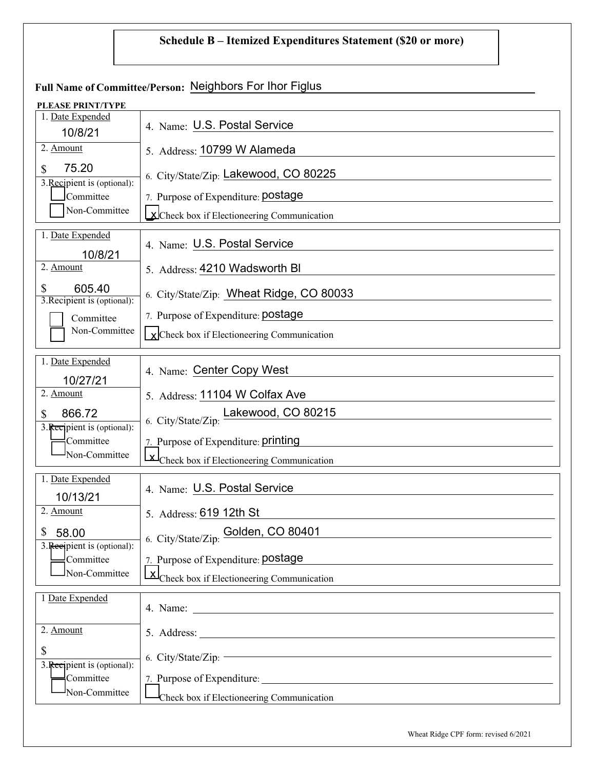# Schedule B – Itemized Expenditures Statement ($20 or more)

**Full Name of Committee/Person:** Neighbors For Ihor Figlus

**PLEASE PRINT/TYPE**

| | |
|---|---|
| 1. Date Expended: 10/8/21 | 4. Name: U.S. Postal Service |
| 2. Amount: $ 75.20 | 5. Address: 10799 W Alameda |
| 3. Recipient is (optional): ☐ Committee ☐ Non-Committee | 6. City/State/Zip: Lakewood, CO 80225 |
| | 7. Purpose of Expenditure: postage |
| | ☒ Check box if Electioneering Communication |

| | |
|---|---|
| 1. Date Expended: 10/8/21 | 4. Name: U.S. Postal Service |
| 2. Amount: $ 605.40 | 5. Address: 4210 Wadsworth Bl |
| 3. Recipient is (optional): ☐ Committee ☐ Non-Committee | 6. City/State/Zip: Wheat Ridge, CO 80033 |
| | 7. Purpose of Expenditure: postage |
| | ☒ Check box if Electioneering Communication |

| | |
|---|---|
| 1. Date Expended: 10/27/21 | 4. Name: Center Copy West |
| 2. Amount: $ 866.72 | 5. Address: 11104 W Colfax Ave |
| 3. Recipient is (optional): ☐ Committee ☐ Non-Committee | 6. City/State/Zip: Lakewood, CO 80215 |
| | 7. Purpose of Expenditure: printing |
| | ☒ Check box if Electioneering Communication |

| | |
|---|---|
| 1. Date Expended: 10/13/21 | 4. Name: U.S. Postal Service |
| 2. Amount: $ 58.00 | 5. Address: 619 12th St |
| 3. Recipient is (optional): ☐ Committee ☐ Non-Committee | 6. City/State/Zip: Golden, CO 80401 |
| | 7. Purpose of Expenditure: postage |
| | ☒ Check box if Electioneering Communication |

| | |
|---|---|
| 1 Date Expended: | 4. Name: |
| 2. Amount: $ | 5. Address: |
| 3. Recipient is (optional): ☐ Committee ☐ Non-Committee | 6. City/State/Zip: |
| | 7. Purpose of Expenditure: |
| | ☐ Check box if Electioneering Communication |

Wheat Ridge CPF form: revised 6/2021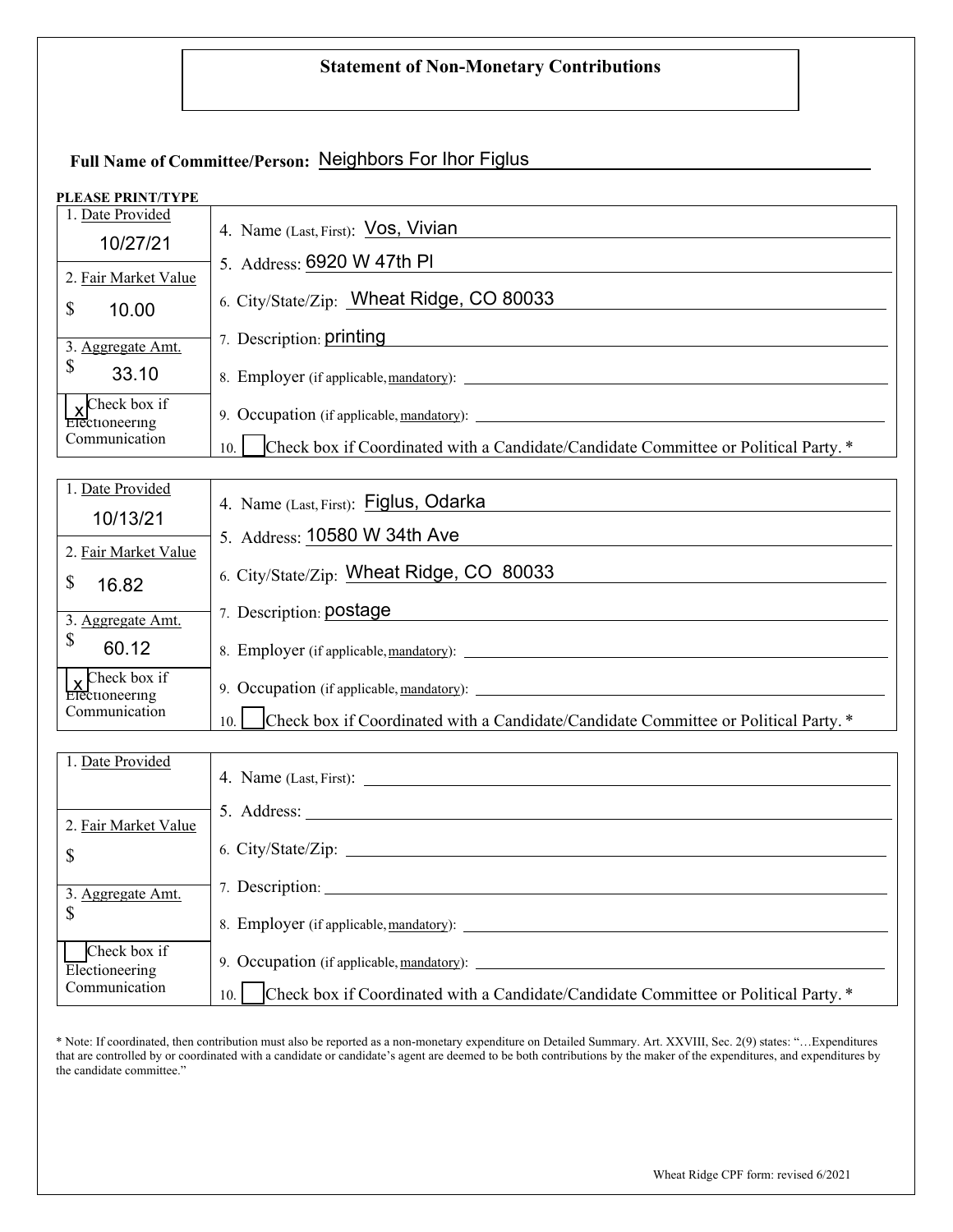# Statement of Non-Monetary Contributions

**Full Name of Committee/Person:** Neighbors For Ihor Figlus

**PLEASE PRINT/TYPE**

| | |
|---|---|
| 1. Date Provided: 10/27/21 | 4. Name (Last, First): Vos, Vivian |
| 2. Fair Market Value: $ 10.00 | 5. Address: 6920 W 47th Pl |
| 3. Aggregate Amt.: $ 33.10 | 6. City/State/Zip: Wheat Ridge, CO 80033 |
| [x] Check box if Electioneering Communication | 7. Description: printing |
| | 8. Employer (if applicable, mandatory): |
| | 9. Occupation (if applicable, mandatory): |
| | 10. [ ] Check box if Coordinated with a Candidate/Candidate Committee or Political Party. * |

| | |
|---|---|
| 1. Date Provided: 10/13/21 | 4. Name (Last, First): Figlus, Odarka |
| 2. Fair Market Value: $ 16.82 | 5. Address: 10580 W 34th Ave |
| 3. Aggregate Amt.: $ 60.12 | 6. City/State/Zip: Wheat Ridge, CO 80033 |
| [x] Check box if Electioneering Communication | 7. Description: postage |
| | 8. Employer (if applicable, mandatory): |
| | 9. Occupation (if applicable, mandatory): |
| | 10. [ ] Check box if Coordinated with a Candidate/Candidate Committee or Political Party. * |

| | |
|---|---|
| 1. Date Provided: | 4. Name (Last, First): |
| 2. Fair Market Value: $ | 5. Address: |
| 3. Aggregate Amt.: $ | 6. City/State/Zip: |
| [ ] Check box if Electioneering Communication | 7. Description: |
| | 8. Employer (if applicable, mandatory): |
| | 9. Occupation (if applicable, mandatory): |
| | 10. [ ] Check box if Coordinated with a Candidate/Candidate Committee or Political Party. * |

* Note: If coordinated, then contribution must also be reported as a non-monetary expenditure on Detailed Summary. Art. XXVIII, Sec. 2(9) states: "…Expenditures that are controlled by or coordinated with a candidate or candidate's agent are deemed to be both contributions by the maker of the expenditures, and expenditures by the candidate committee."

Wheat Ridge CPF form: revised 6/2021